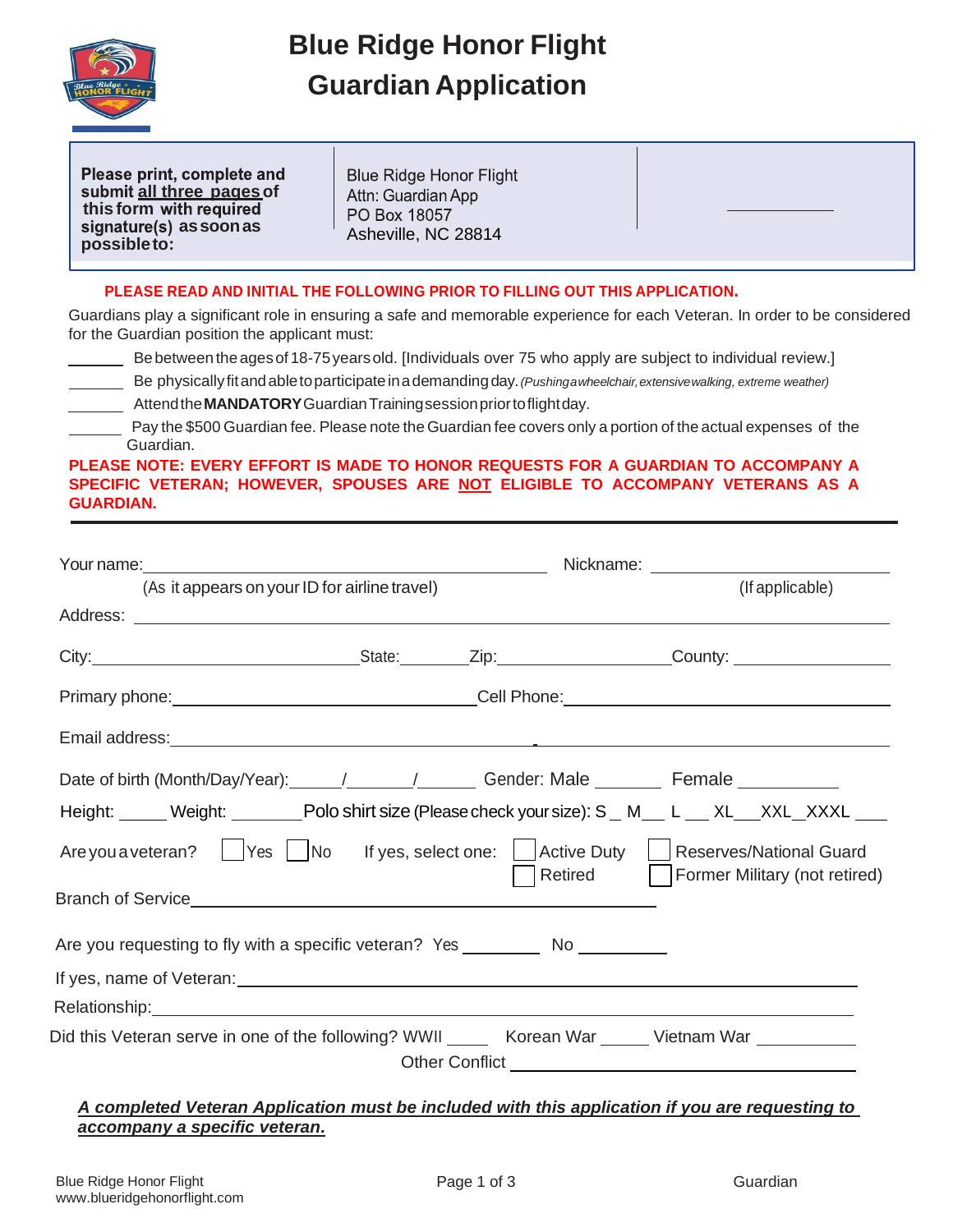# Blue Ridge Honor Flight
# Guardian Application

| **Please print, complete and submit all three pages of this form with required signature(s) as soon as possible to:** | Blue Ridge Honor Flight<br>Attn: Guardian App<br>PO Box 18057<br>Asheville, NC 28814 | __________ |
|---|---|---|

**PLEASE READ AND INITIAL THE FOLLOWING PRIOR TO FILLING OUT THIS APPLICATION.**

Guardians play a significant role in ensuring a safe and memorable experience for each Veteran. In order to be considered for the Guardian position the applicant must:

______ Be between the ages of 18-75 years old. [Individuals over 75 who apply are subject to individual review.]

______ Be physically fit and able to participate in a demanding day. *(Pushing a wheelchair, extensive walking, extreme weather)*

______ Attend the **MANDATORY** Guardian Training session prior to flight day.

______ Pay the $500 Guardian fee. Please note the Guardian fee covers only a portion of the actual expenses of the Guardian.

**PLEASE NOTE: EVERY EFFORT IS MADE TO HONOR REQUESTS FOR A GUARDIAN TO ACCOMPANY A SPECIFIC VETERAN; HOWEVER, SPOUSES ARE NOT ELIGIBLE TO ACCOMPANY VETERANS AS A GUARDIAN.**

---

Your name: ______________________________ Nickname: ______________________
(As it appears on your ID for airline travel) (If applicable)

Address: ____________________________________________________________

City: ____________________ State: ________ Zip: ____________ County: ______________

Primary phone: ______________________ Cell Phone: ______________________

Email address: ____________________________________________________________

Date of birth (Month/Day/Year): _____/_____/_____ Gender: Male _______ Female _________

Height: _____ Weight: _______ Polo shirt size (Please check your size): S _ M___ L ___ XL___XXL_XXXL ___

Are you a veteran? ☐ Yes ☐ No If yes, select one: ☐ Active Duty ☐ Reserves/National Guard ☐ Retired ☐ Former Military (not retired)

Branch of Service ____________________________________________

Are you requesting to fly with a specific veteran? Yes ________ No _________

If yes, name of Veteran: ____________________________________________

Relationship: ____________________________________________

Did this Veteran serve in one of the following? WWII ____ Korean War _____ Vietnam War _________
Other Conflict ______________________________

***A completed Veteran Application must be included with this application if you are requesting to accompany a specific veteran.***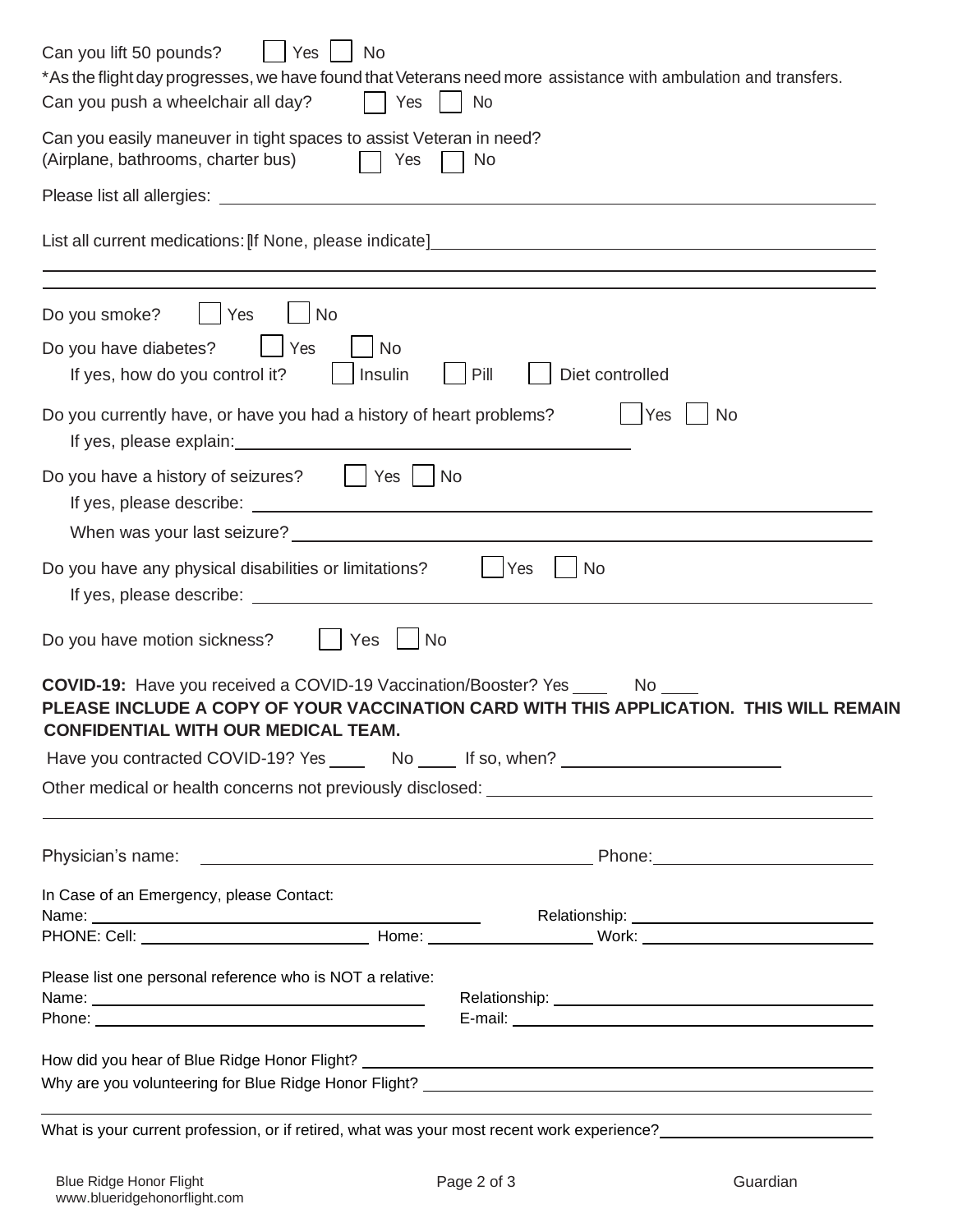Can you lift 50 pounds? ☐ Yes ☐ No

*As the flight day progresses, we have found that Veterans need more assistance with ambulation and transfers.

Can you push a wheelchair all day? ☐ Yes ☐ No

Can you easily maneuver in tight spaces to assist Veteran in need?
(Airplane, bathrooms, charter bus) ☐ Yes ☐ No

Please list all allergies: ________________________________________________

List all current medications: [If None, please indicate] ________________________________________________

________________________________________________

________________________________________________

Do you smoke? ☐ Yes ☐ No

Do you have diabetes? ☐ Yes ☐ No

If yes, how do you control it? ☐ Insulin ☐ Pill ☐ Diet controlled

Do you currently have, or have you had a history of heart problems? ☐ Yes ☐ No

If yes, please explain: ________________________________________________

Do you have a history of seizures? ☐ Yes ☐ No

If yes, please describe: ________________________________________________

When was your last seizure? ________________________________________________

Do you have any physical disabilities or limitations? ☐ Yes ☐ No

If yes, please describe: ________________________________________________

Do you have motion sickness? ☐ Yes ☐ No

**COVID-19:** Have you received a COVID-19 Vaccination/Booster? Yes ____ No ____

**PLEASE INCLUDE A COPY OF YOUR VACCINATION CARD WITH THIS APPLICATION. THIS WILL REMAIN CONFIDENTIAL WITH OUR MEDICAL TEAM.**

Have you contracted COVID-19? Yes ____ No ____ If so, when? ____________________

Other medical or health concerns not previously disclosed: ________________________________________________

________________________________________________

Physician's name: ________________________________ Phone: ____________________

In Case of an Emergency, please Contact:

Name: ________________________________ Relationship: ____________________

PHONE: Cell: ____________________ Home: ____________________ Work: ____________________

Please list one personal reference who is NOT a relative:

Name: ________________________________ Relationship: ____________________

Phone: ________________________________ E-mail: ____________________

How did you hear of Blue Ridge Honor Flight? ________________________________________________

Why are you volunteering for Blue Ridge Honor Flight? ________________________________________________

________________________________________________

What is your current profession, or if retired, what was your most recent work experience? ____________________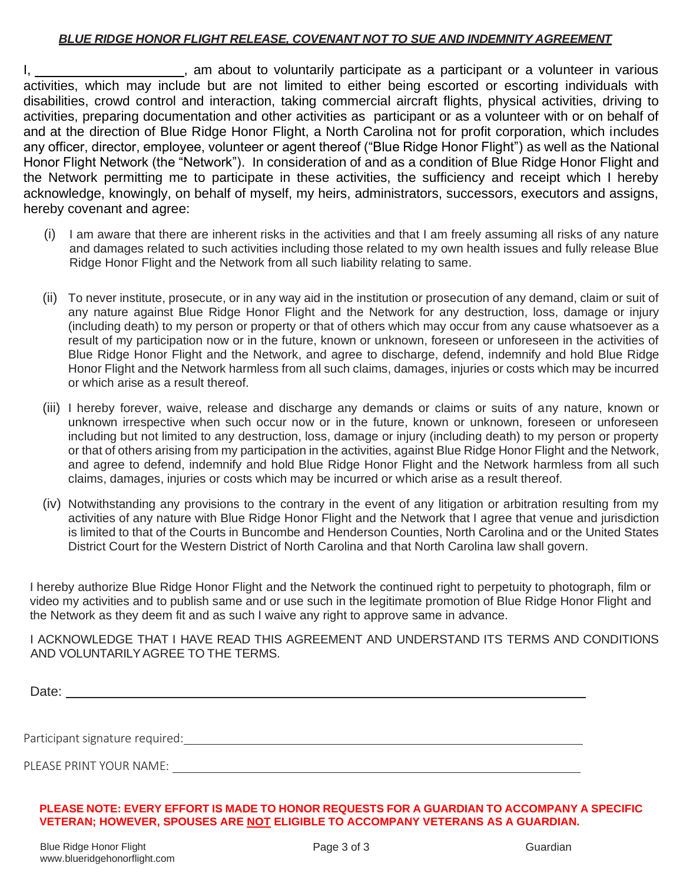***BLUE RIDGE HONOR FLIGHT RELEASE, COVENANT NOT TO SUE AND INDEMNITY AGREEMENT***

I, ____________________, am about to voluntarily participate as a participant or a volunteer in various activities, which may include but are not limited to either being escorted or escorting individuals with disabilities, crowd control and interaction, taking commercial aircraft flights, physical activities, driving to activities, preparing documentation and other activities as participant or as a volunteer with or on behalf of and at the direction of Blue Ridge Honor Flight, a North Carolina not for profit corporation, which includes any officer, director, employee, volunteer or agent thereof ("Blue Ridge Honor Flight") as well as the National Honor Flight Network (the "Network"). In consideration of and as a condition of Blue Ridge Honor Flight and the Network permitting me to participate in these activities, the sufficiency and receipt which I hereby acknowledge, knowingly, on behalf of myself, my heirs, administrators, successors, executors and assigns, hereby covenant and agree:

(i) I am aware that there are inherent risks in the activities and that I am freely assuming all risks of any nature and damages related to such activities including those related to my own health issues and fully release Blue Ridge Honor Flight and the Network from all such liability relating to same.

(ii) To never institute, prosecute, or in any way aid in the institution or prosecution of any demand, claim or suit of any nature against Blue Ridge Honor Flight and the Network for any destruction, loss, damage or injury (including death) to my person or property or that of others which may occur from any cause whatsoever as a result of my participation now or in the future, known or unknown, foreseen or unforeseen in the activities of Blue Ridge Honor Flight and the Network, and agree to discharge, defend, indemnify and hold Blue Ridge Honor Flight and the Network harmless from all such claims, damages, injuries or costs which may be incurred or which arise as a result thereof.

(iii) I hereby forever, waive, release and discharge any demands or claims or suits of any nature, known or unknown irrespective when such occur now or in the future, known or unknown, foreseen or unforeseen including but not limited to any destruction, loss, damage or injury (including death) to my person or property or that of others arising from my participation in the activities, against Blue Ridge Honor Flight and the Network, and agree to defend, indemnify and hold Blue Ridge Honor Flight and the Network harmless from all such claims, damages, injuries or costs which may be incurred or which arise as a result thereof.

(iv) Notwithstanding any provisions to the contrary in the event of any litigation or arbitration resulting from my activities of any nature with Blue Ridge Honor Flight and the Network that I agree that venue and jurisdiction is limited to that of the Courts in Buncombe and Henderson Counties, North Carolina and or the United States District Court for the Western District of North Carolina and that North Carolina law shall govern.

I hereby authorize Blue Ridge Honor Flight and the Network the continued right to perpetuity to photograph, film or video my activities and to publish same and or use such in the legitimate promotion of Blue Ridge Honor Flight and the Network as they deem fit and as such I waive any right to approve same in advance.

I ACKNOWLEDGE THAT I HAVE READ THIS AGREEMENT AND UNDERSTAND ITS TERMS AND CONDITIONS AND VOLUNTARILY AGREE TO THE TERMS.

Date: ____________________________________________

Participant signature required: ____________________________________________

PLEASE PRINT YOUR NAME: ____________________________________________

**PLEASE NOTE: EVERY EFFORT IS MADE TO HONOR REQUESTS FOR A GUARDIAN TO ACCOMPANY A SPECIFIC VETERAN; HOWEVER, SPOUSES ARE NOT ELIGIBLE TO ACCOMPANY VETERANS AS A GUARDIAN.**

Blue Ridge Honor Flight
www.blueridgehonorflight.com

Guardian